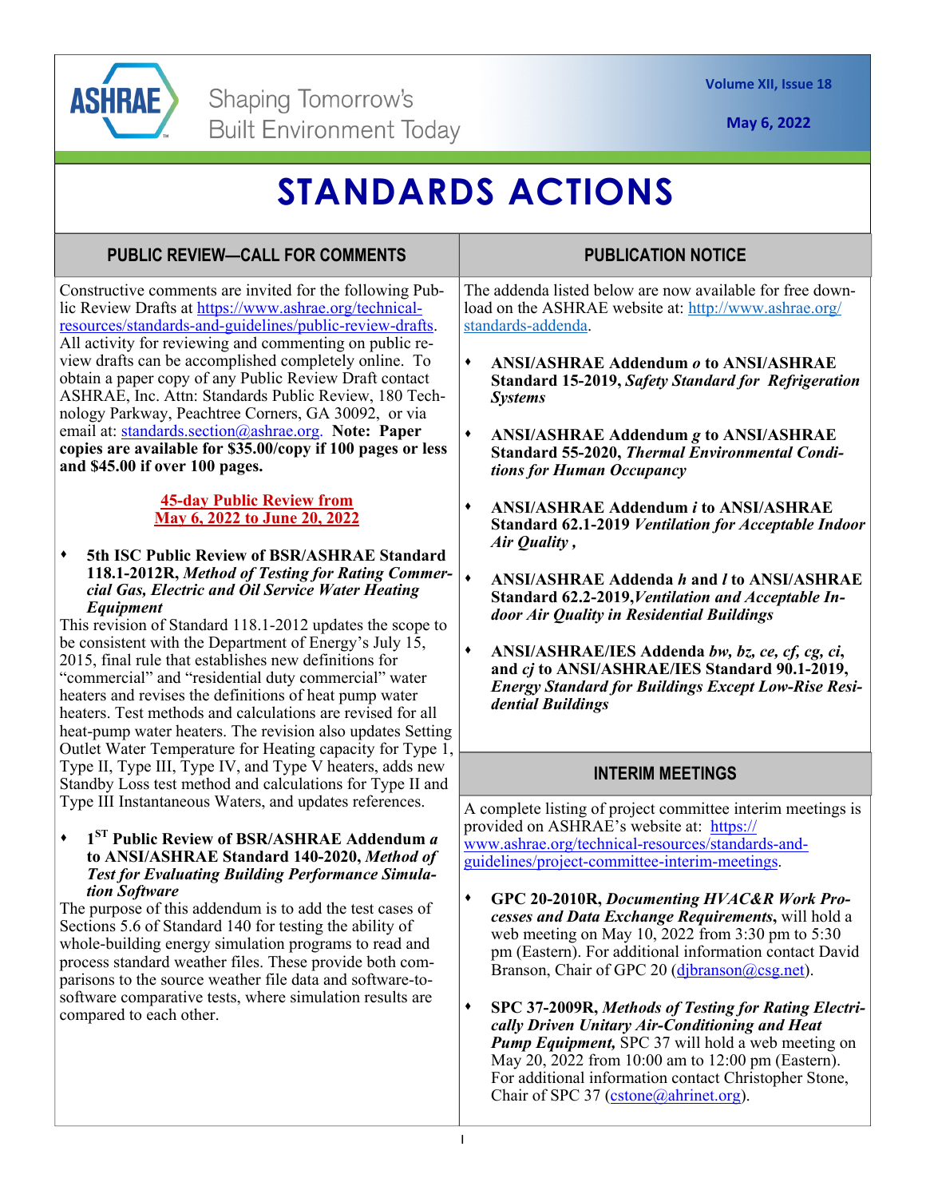# STANDARDS ACTIONS

## PUBLIC REVIEW—CALL FOR COMMENTS

Constructive comments are invited for the following Public Review Drafts at https://www.ashrae.org/technical-resources/standards-and-guidelines/public-review-drafts. All activity for reviewing and commenting on public review drafts can be accomplished completely online. To obtain a paper copy of any Public Review Draft contact ASHRAE, Inc. Attn: Standards Public Review, 180 Technology Parkway, Peachtree Corners, GA 30092, or via email at: standards.section@ashrae.org. **Note: Paper copies are available for $35.00/copy if 100 pages or less and $45.00 if over 100 pages.**

**45-day Public Review from May 6, 2022 to June 20, 2022**

- **5th ISC Public Review of BSR/ASHRAE Standard 118.1-2012R, *Method of Testing for Rating Commercial Gas, Electric and Oil Service Water Heating Equipment***

This revision of Standard 118.1-2012 updates the scope to be consistent with the Department of Energy's July 15, 2015, final rule that establishes new definitions for "commercial" and "residential duty commercial" water heaters and revises the definitions of heat pump water heaters. Test methods and calculations are revised for all heat-pump water heaters. The revision also updates Setting Outlet Water Temperature for Heating capacity for Type 1, Type II, Type III, Type IV, and Type V heaters, adds new Standby Loss test method and calculations for Type II and Type III Instantaneous Waters, and updates references.

- **1ST Public Review of BSR/ASHRAE Addendum *a* to ANSI/ASHRAE Standard 140-2020, *Method of Test for Evaluating Building Performance Simulation Software***

The purpose of this addendum is to add the test cases of Sections 5.6 of Standard 140 for testing the ability of whole-building energy simulation programs to read and process standard weather files. These provide both comparisons to the source weather file data and software-to-software comparative tests, where simulation results are compared to each other.

## PUBLICATION NOTICE

The addenda listed below are now available for free download on the ASHRAE website at: http://www.ashrae.org/standards-addenda.

- **ANSI/ASHRAE Addendum *o* to ANSI/ASHRAE Standard 15-2019, *Safety Standard for Refrigeration Systems***
- **ANSI/ASHRAE Addendum *g* to ANSI/ASHRAE Standard 55-2020, *Thermal Environmental Conditions for Human Occupancy***
- **ANSI/ASHRAE Addendum *i* to ANSI/ASHRAE Standard 62.1-2019 *Ventilation for Acceptable Indoor Air Quality ,***
- **ANSI/ASHRAE Addenda *h* and *l* to ANSI/ASHRAE Standard 62.2-2019,*Ventilation and Acceptable Indoor Air Quality in Residential Buildings***
- **ANSI/ASHRAE/IES Addenda *bw, bz, ce, cf, cg, ci,* and *cj* to ANSI/ASHRAE/IES Standard 90.1-2019, *Energy Standard for Buildings Except Low-Rise Residential Buildings***

## INTERIM MEETINGS

A complete listing of project committee interim meetings is provided on ASHRAE's website at: https://www.ashrae.org/technical-resources/standards-and-guidelines/project-committee-interim-meetings.

- **GPC 20-2010R, *Documenting HVAC&R Work Processes and Data Exchange Requirements*,** will hold a web meeting on May 10, 2022 from 3:30 pm to 5:30 pm (Eastern). For additional information contact David Branson, Chair of GPC 20 (djbranson@csg.net).
- **SPC 37-2009R, *Methods of Testing for Rating Electrically Driven Unitary Air-Conditioning and Heat Pump Equipment,*** SPC 37 will hold a web meeting on May 20, 2022 from 10:00 am to 12:00 pm (Eastern). For additional information contact Christopher Stone, Chair of SPC 37 (cstone@ahrinet.org).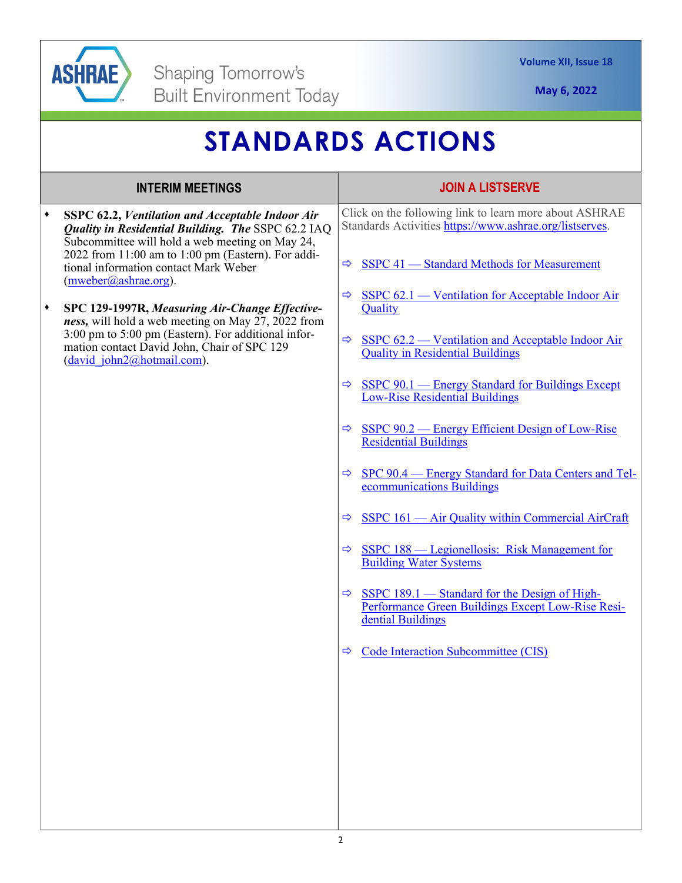# STANDARDS ACTIONS

## INTERIM MEETINGS

- **SSPC 62.2,** ***Ventilation and Acceptable Indoor Air Quality in Residential Building. The*** SSPC 62.2 IAQ Subcommittee will hold a web meeting on May 24, 2022 from 11:00 am to 1:00 pm (Eastern). For additional information contact Mark Weber (mweber@ashrae.org).

- **SPC 129-1997R,** ***Measuring Air-Change Effectiveness,*** will hold a web meeting on May 27, 2022 from 3:00 pm to 5:00 pm (Eastern). For additional information contact David John, Chair of SPC 129 (david_john2@hotmail.com).

## JOIN A LISTSERVE

Click on the following link to learn more about ASHRAE Standards Activities https://www.ashrae.org/listserves.

- SSPC 41 — Standard Methods for Measurement
- SSPC 62.1 — Ventilation for Acceptable Indoor Air Quality
- SSPC 62.2 — Ventilation and Acceptable Indoor Air Quality in Residential Buildings
- SSPC 90.1 — Energy Standard for Buildings Except Low-Rise Residential Buildings
- SSPC 90.2 — Energy Efficient Design of Low-Rise Residential Buildings
- SPC 90.4 — Energy Standard for Data Centers and Telecommunications Buildings
- SSPC 161 — Air Quality within Commercial AirCraft
- SSPC 188 — Legionellosis: Risk Management for Building Water Systems
- SSPC 189.1 — Standard for the Design of High-Performance Green Buildings Except Low-Rise Residential Buildings
- Code Interaction Subcommittee (CIS)